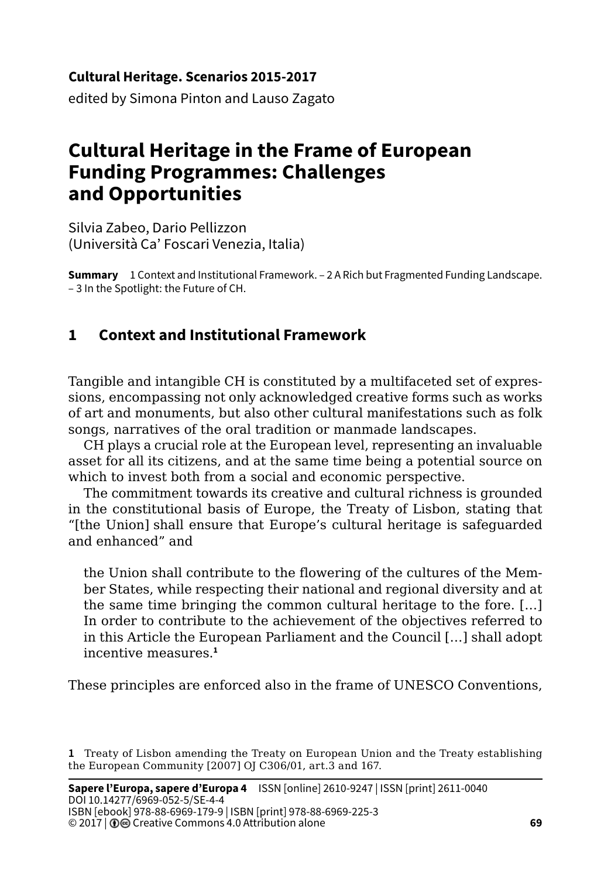**Cultural Heritage. Scenarios 2015-2017**
edited by Simona Pinton and Lauso Zagato

# Cultural Heritage in the Frame of European Funding Programmes: Challenges and Opportunities

Silvia Zabeo, Dario Pellizzon
(Università Ca' Foscari Venezia, Italia)

**Summary** 1 Context and Institutional Framework. – 2 A Rich but Fragmented Funding Landscape. – 3 In the Spotlight: the Future of CH.

## 1 Context and Institutional Framework

Tangible and intangible CH is constituted by a multifaceted set of expressions, encompassing not only acknowledged creative forms such as works of art and monuments, but also other cultural manifestations such as folk songs, narratives of the oral tradition or manmade landscapes.

CH plays a crucial role at the European level, representing an invaluable asset for all its citizens, and at the same time being a potential source on which to invest both from a social and economic perspective.

The commitment towards its creative and cultural richness is grounded in the constitutional basis of Europe, the Treaty of Lisbon, stating that "[the Union] shall ensure that Europe's cultural heritage is safeguarded and enhanced" and

> the Union shall contribute to the flowering of the cultures of the Member States, while respecting their national and regional diversity and at the same time bringing the common cultural heritage to the fore. […] In order to contribute to the achievement of the objectives referred to in this Article the European Parliament and the Council […] shall adopt incentive measures.[1]

These principles are enforced also in the frame of UNESCO Conventions,

[1] Treaty of Lisbon amending the Treaty on European Union and the Treaty establishing the European Community [2007] OJ C306/01, art.3 and 167.

**Sapere l'Europa, sapere d'Europa 4** ISSN [online] 2610-9247 | ISSN [print] 2611-0040
DOI 10.14277/6969-052-5/SE-4-4
ISBN [ebook] 978-88-6969-179-9 | ISBN [print] 978-88-6969-225-3
© 2017 | Creative Commons 4.0 Attribution alone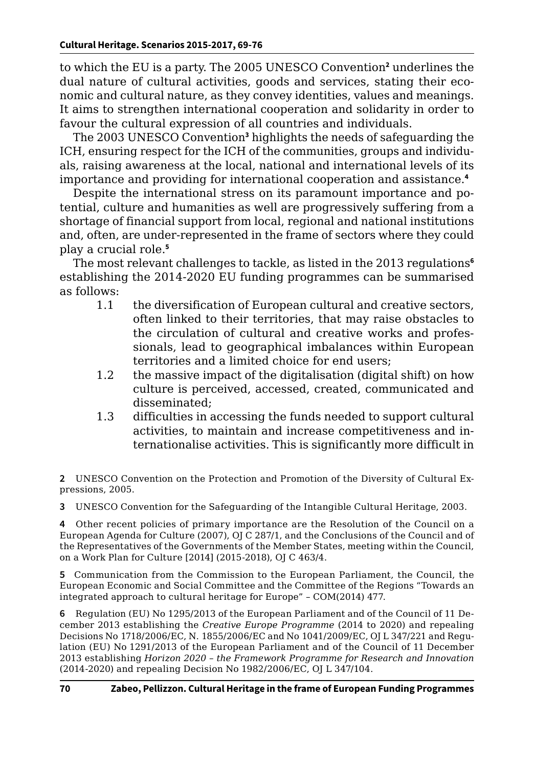to which the EU is a party. The 2005 UNESCO Convention[2] underlines the dual nature of cultural activities, goods and services, stating their economic and cultural nature, as they convey identities, values and meanings. It aims to strengthen international cooperation and solidarity in order to favour the cultural expression of all countries and individuals.

The 2003 UNESCO Convention[3] highlights the needs of safeguarding the ICH, ensuring respect for the ICH of the communities, groups and individuals, raising awareness at the local, national and international levels of its importance and providing for international cooperation and assistance.[4]

Despite the international stress on its paramount importance and potential, culture and humanities as well are progressively suffering from a shortage of financial support from local, regional and national institutions and, often, are under-represented in the frame of sectors where they could play a crucial role.[5]

The most relevant challenges to tackle, as listed in the 2013 regulations[6] establishing the 2014-2020 EU funding programmes can be summarised as follows:

1.1 the diversification of European cultural and creative sectors, often linked to their territories, that may raise obstacles to the circulation of cultural and creative works and professionals, lead to geographical imbalances within European territories and a limited choice for end users;

1.2 the massive impact of the digitalisation (digital shift) on how culture is perceived, accessed, created, communicated and disseminated;

1.3 difficulties in accessing the funds needed to support cultural activities, to maintain and increase competitiveness and internationalise activities. This is significantly more difficult in

---

2 UNESCO Convention on the Protection and Promotion of the Diversity of Cultural Expressions, 2005.

3 UNESCO Convention for the Safeguarding of the Intangible Cultural Heritage, 2003.

4 Other recent policies of primary importance are the Resolution of the Council on a European Agenda for Culture (2007), OJ C 287/1, and the Conclusions of the Council and of the Representatives of the Governments of the Member States, meeting within the Council, on a Work Plan for Culture [2014] (2015-2018), OJ C 463/4.

5 Communication from the Commission to the European Parliament, the Council, the European Economic and Social Committee and the Committee of the Regions "Towards an integrated approach to cultural heritage for Europe" – COM(2014) 477.

6 Regulation (EU) No 1295/2013 of the European Parliament and of the Council of 11 December 2013 establishing the *Creative Europe Programme* (2014 to 2020) and repealing Decisions No 1718/2006/EC, N. 1855/2006/EC and No 1041/2009/EC, OJ L 347/221 and Regulation (EU) No 1291/2013 of the European Parliament and of the Council of 11 December 2013 establishing *Horizon 2020 – the Framework Programme for Research and Innovation* (2014-2020) and repealing Decision No 1982/2006/EC, OJ L 347/104.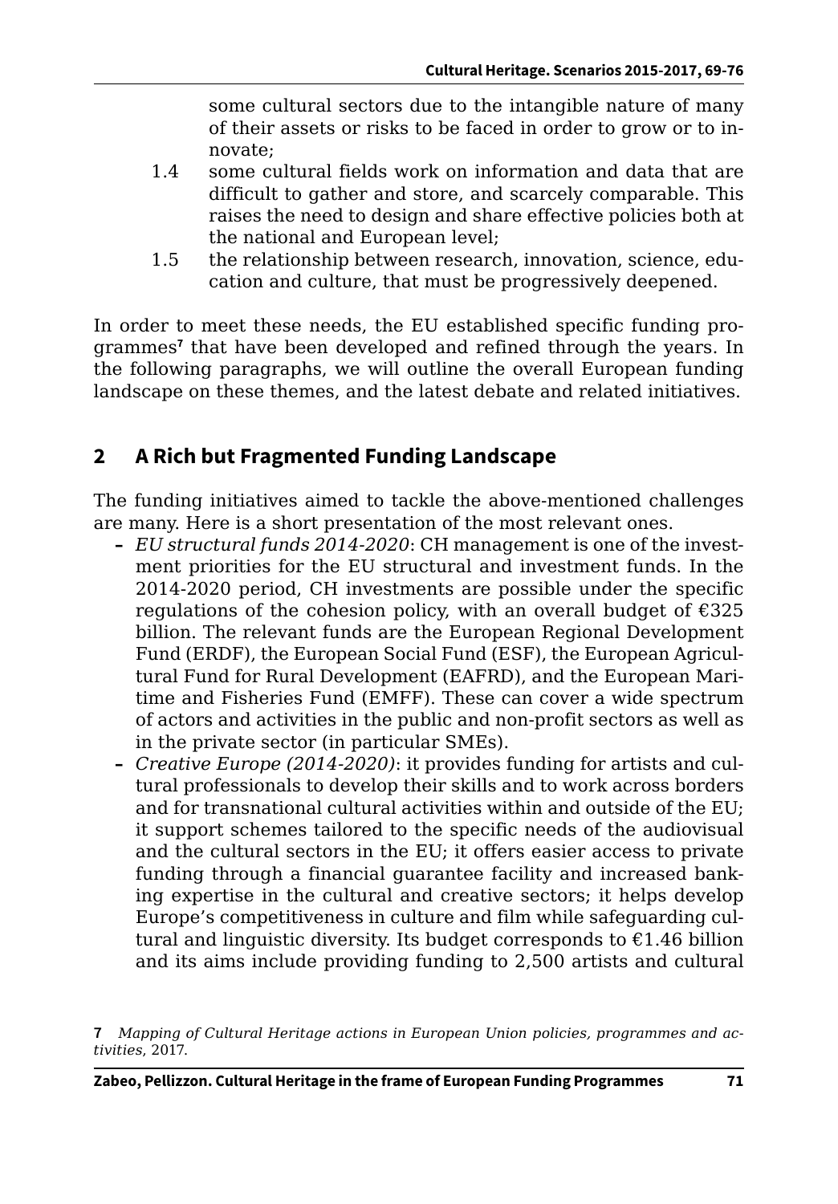some cultural sectors due to the intangible nature of many of their assets or risks to be faced in order to grow or to innovate;

1.4 some cultural fields work on information and data that are difficult to gather and store, and scarcely comparable. This raises the need to design and share effective policies both at the national and European level;

1.5 the relationship between research, innovation, science, education and culture, that must be progressively deepened.

In order to meet these needs, the EU established specific funding programmes[7] that have been developed and refined through the years. In the following paragraphs, we will outline the overall European funding landscape on these themes, and the latest debate and related initiatives.

## 2 A Rich but Fragmented Funding Landscape

The funding initiatives aimed to tackle the above-mentioned challenges are many. Here is a short presentation of the most relevant ones.

- *EU structural funds 2014-2020*: CH management is one of the investment priorities for the EU structural and investment funds. In the 2014-2020 period, CH investments are possible under the specific regulations of the cohesion policy, with an overall budget of €325 billion. The relevant funds are the European Regional Development Fund (ERDF), the European Social Fund (ESF), the European Agricultural Fund for Rural Development (EAFRD), and the European Maritime and Fisheries Fund (EMFF). These can cover a wide spectrum of actors and activities in the public and non-profit sectors as well as in the private sector (in particular SMEs).
- *Creative Europe (2014-2020)*: it provides funding for artists and cultural professionals to develop their skills and to work across borders and for transnational cultural activities within and outside of the EU; it support schemes tailored to the specific needs of the audiovisual and the cultural sectors in the EU; it offers easier access to private funding through a financial guarantee facility and increased banking expertise in the cultural and creative sectors; it helps develop Europe's competitiveness in culture and film while safeguarding cultural and linguistic diversity. Its budget corresponds to €1.46 billion and its aims include providing funding to 2,500 artists and cultural

[7] *Mapping of Cultural Heritage actions in European Union policies, programmes and activities*, 2017.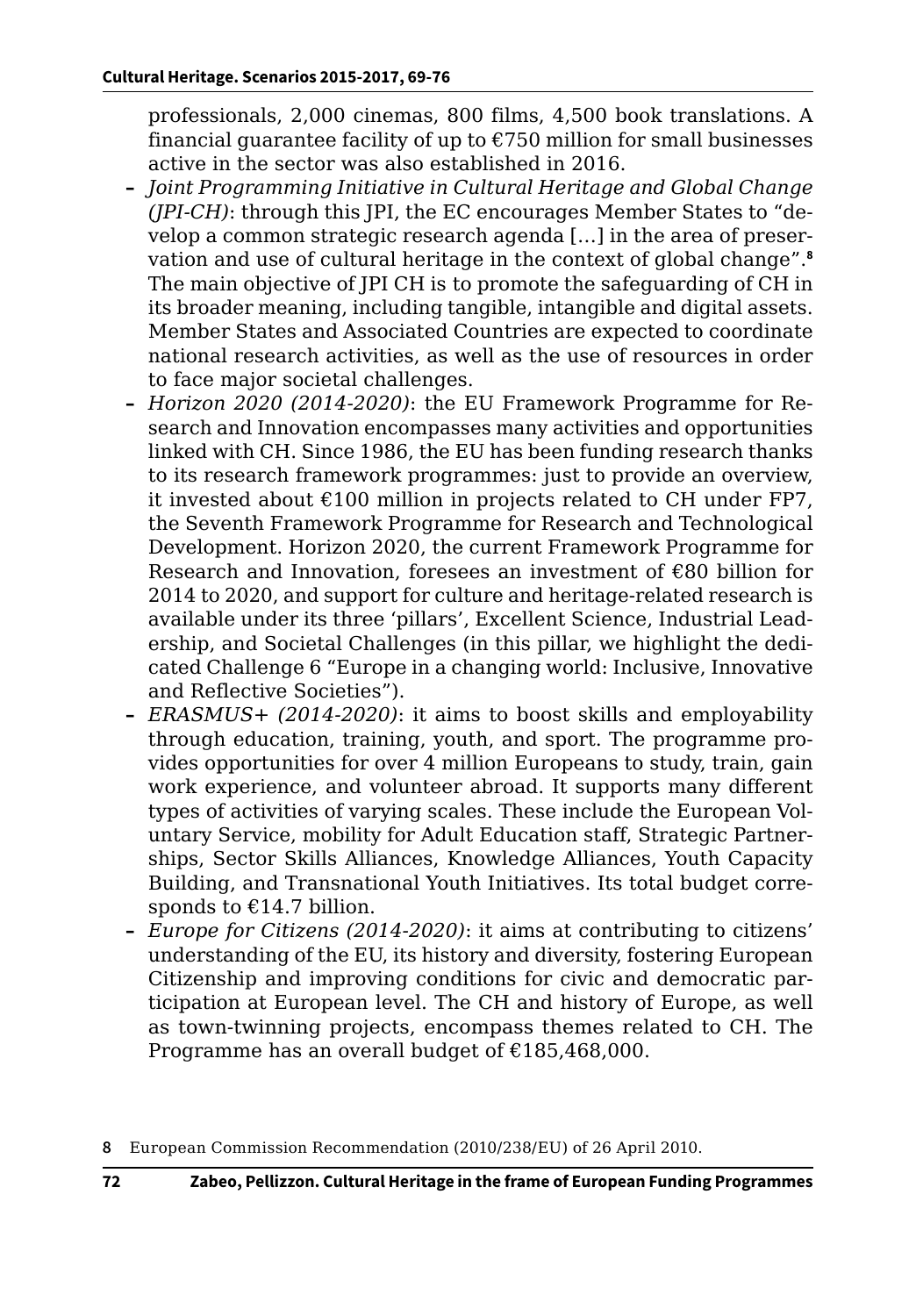professionals, 2,000 cinemas, 800 films, 4,500 book translations. A financial guarantee facility of up to €750 million for small businesses active in the sector was also established in 2016.

- *Joint Programming Initiative in Cultural Heritage and Global Change (JPI-CH)*: through this JPI, the EC encourages Member States to "develop a common strategic research agenda […] in the area of preservation and use of cultural heritage in the context of global change".[8] The main objective of JPI CH is to promote the safeguarding of CH in its broader meaning, including tangible, intangible and digital assets. Member States and Associated Countries are expected to coordinate national research activities, as well as the use of resources in order to face major societal challenges.
- *Horizon 2020 (2014-2020)*: the EU Framework Programme for Research and Innovation encompasses many activities and opportunities linked with CH. Since 1986, the EU has been funding research thanks to its research framework programmes: just to provide an overview, it invested about €100 million in projects related to CH under FP7, the Seventh Framework Programme for Research and Technological Development. Horizon 2020, the current Framework Programme for Research and Innovation, foresees an investment of €80 billion for 2014 to 2020, and support for culture and heritage-related research is available under its three 'pillars', Excellent Science, Industrial Leadership, and Societal Challenges (in this pillar, we highlight the dedicated Challenge 6 "Europe in a changing world: Inclusive, Innovative and Reflective Societies").
- *ERASMUS+ (2014-2020)*: it aims to boost skills and employability through education, training, youth, and sport. The programme provides opportunities for over 4 million Europeans to study, train, gain work experience, and volunteer abroad. It supports many different types of activities of varying scales. These include the European Voluntary Service, mobility for Adult Education staff, Strategic Partnerships, Sector Skills Alliances, Knowledge Alliances, Youth Capacity Building, and Transnational Youth Initiatives. Its total budget corresponds to €14.7 billion.
- *Europe for Citizens (2014-2020)*: it aims at contributing to citizens' understanding of the EU, its history and diversity, fostering European Citizenship and improving conditions for civic and democratic participation at European level. The CH and history of Europe, as well as town-twinning projects, encompass themes related to CH. The Programme has an overall budget of €185,468,000.

[8] European Commission Recommendation (2010/238/EU) of 26 April 2010.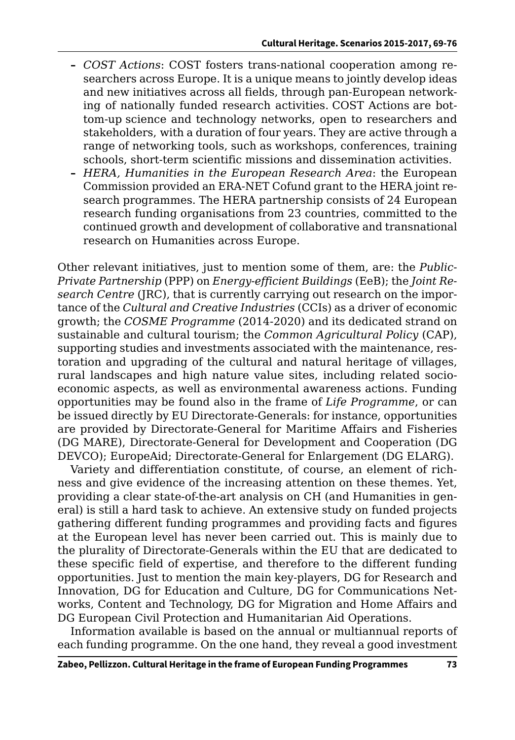- *COST Actions*: COST fosters trans-national cooperation among researchers across Europe. It is a unique means to jointly develop ideas and new initiatives across all fields, through pan-European networking of nationally funded research activities. COST Actions are bottom-up science and technology networks, open to researchers and stakeholders, with a duration of four years. They are active through a range of networking tools, such as workshops, conferences, training schools, short-term scientific missions and dissemination activities.
- *HERA, Humanities in the European Research Area*: the European Commission provided an ERA-NET Cofund grant to the HERA joint research programmes. The HERA partnership consists of 24 European research funding organisations from 23 countries, committed to the continued growth and development of collaborative and transnational research on Humanities across Europe.

Other relevant initiatives, just to mention some of them, are: the *Public-Private Partnership* (PPP) on *Energy-efficient Buildings* (EeB); the *Joint Research Centre* (JRC), that is currently carrying out research on the importance of the *Cultural and Creative Industries* (CCIs) as a driver of economic growth; the *COSME Programme* (2014-2020) and its dedicated strand on sustainable and cultural tourism; the *Common Agricultural Policy* (CAP), supporting studies and investments associated with the maintenance, restoration and upgrading of the cultural and natural heritage of villages, rural landscapes and high nature value sites, including related socio-economic aspects, as well as environmental awareness actions. Funding opportunities may be found also in the frame of *Life Programme*, or can be issued directly by EU Directorate-Generals: for instance, opportunities are provided by Directorate-General for Maritime Affairs and Fisheries (DG MARE), Directorate-General for Development and Cooperation (DG DEVCO); EuropeAid; Directorate-General for Enlargement (DG ELARG).

Variety and differentiation constitute, of course, an element of richness and give evidence of the increasing attention on these themes. Yet, providing a clear state-of-the-art analysis on CH (and Humanities in general) is still a hard task to achieve. An extensive study on funded projects gathering different funding programmes and providing facts and figures at the European level has never been carried out. This is mainly due to the plurality of Directorate-Generals within the EU that are dedicated to these specific field of expertise, and therefore to the different funding opportunities. Just to mention the main key-players, DG for Research and Innovation, DG for Education and Culture, DG for Communications Networks, Content and Technology, DG for Migration and Home Affairs and DG European Civil Protection and Humanitarian Aid Operations.

Information available is based on the annual or multiannual reports of each funding programme. On the one hand, they reveal a good investment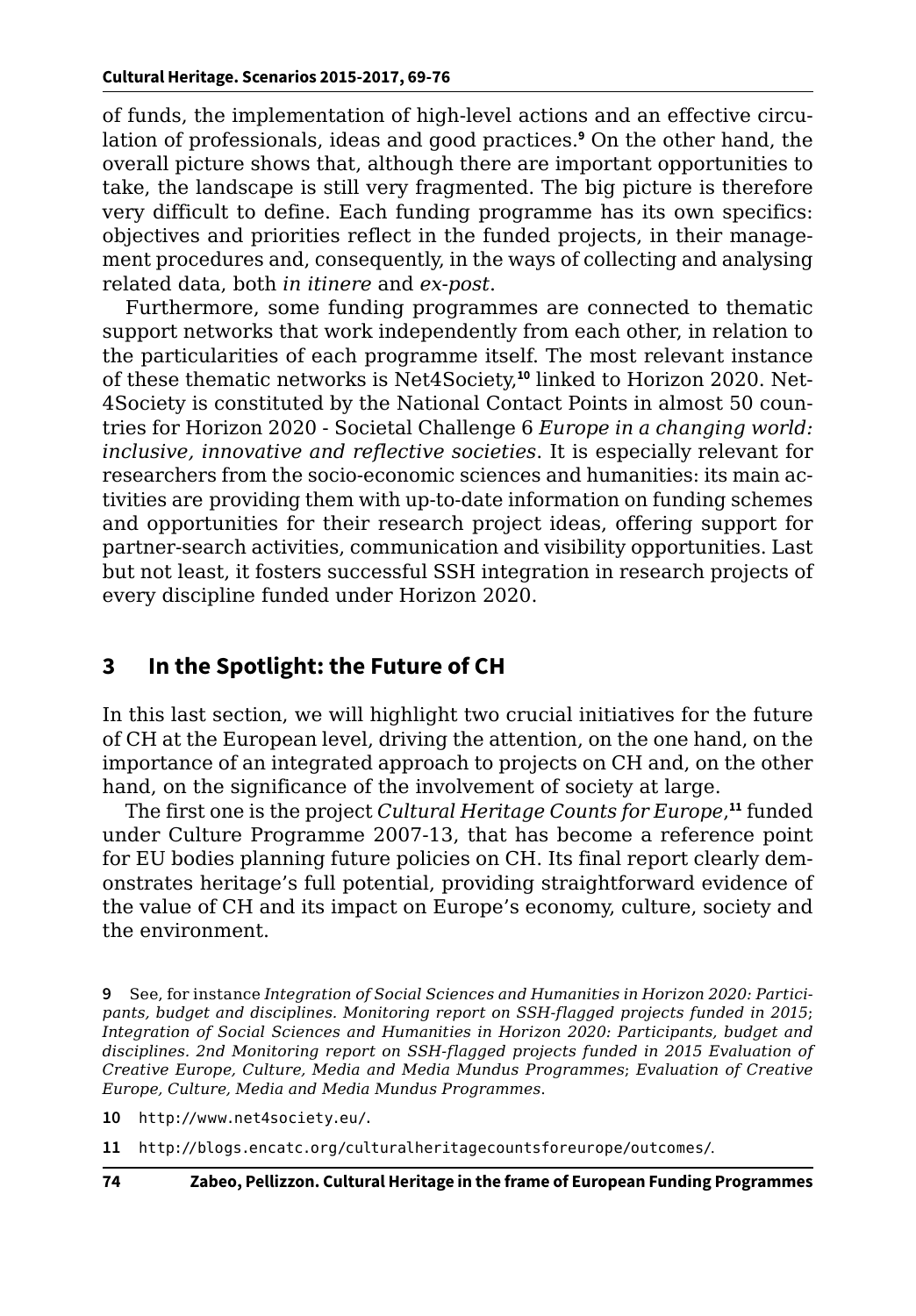of funds, the implementation of high-level actions and an effective circulation of professionals, ideas and good practices.[9] On the other hand, the overall picture shows that, although there are important opportunities to take, the landscape is still very fragmented. The big picture is therefore very difficult to define. Each funding programme has its own specifics: objectives and priorities reflect in the funded projects, in their management procedures and, consequently, in the ways of collecting and analysing related data, both *in itinere* and *ex-post*.

Furthermore, some funding programmes are connected to thematic support networks that work independently from each other, in relation to the particularities of each programme itself. The most relevant instance of these thematic networks is Net4Society,[10] linked to Horizon 2020. Net4Society is constituted by the National Contact Points in almost 50 countries for Horizon 2020 - Societal Challenge 6 *Europe in a changing world: inclusive, innovative and reflective societies*. It is especially relevant for researchers from the socio-economic sciences and humanities: its main activities are providing them with up-to-date information on funding schemes and opportunities for their research project ideas, offering support for partner-search activities, communication and visibility opportunities. Last but not least, it fosters successful SSH integration in research projects of every discipline funded under Horizon 2020.

## 3 In the Spotlight: the Future of CH

In this last section, we will highlight two crucial initiatives for the future of CH at the European level, driving the attention, on the one hand, on the importance of an integrated approach to projects on CH and, on the other hand, on the significance of the involvement of society at large.

The first one is the project *Cultural Heritage Counts for Europe*,[11] funded under Culture Programme 2007-13, that has become a reference point for EU bodies planning future policies on CH. Its final report clearly demonstrates heritage's full potential, providing straightforward evidence of the value of CH and its impact on Europe's economy, culture, society and the environment.

---

[9] See, for instance *Integration of Social Sciences and Humanities in Horizon 2020: Participants, budget and disciplines. Monitoring report on SSH-flagged projects funded in 2015*; *Integration of Social Sciences and Humanities in Horizon 2020: Participants, budget and disciplines. 2nd Monitoring report on SSH-flagged projects funded in 2015 Evaluation of Creative Europe, Culture, Media and Media Mundus Programmes*; *Evaluation of Creative Europe, Culture, Media and Media Mundus Programmes*.

[10] http://www.net4society.eu/.

[11] http://blogs.encatc.org/culturalheritagecountsforeurope/outcomes/.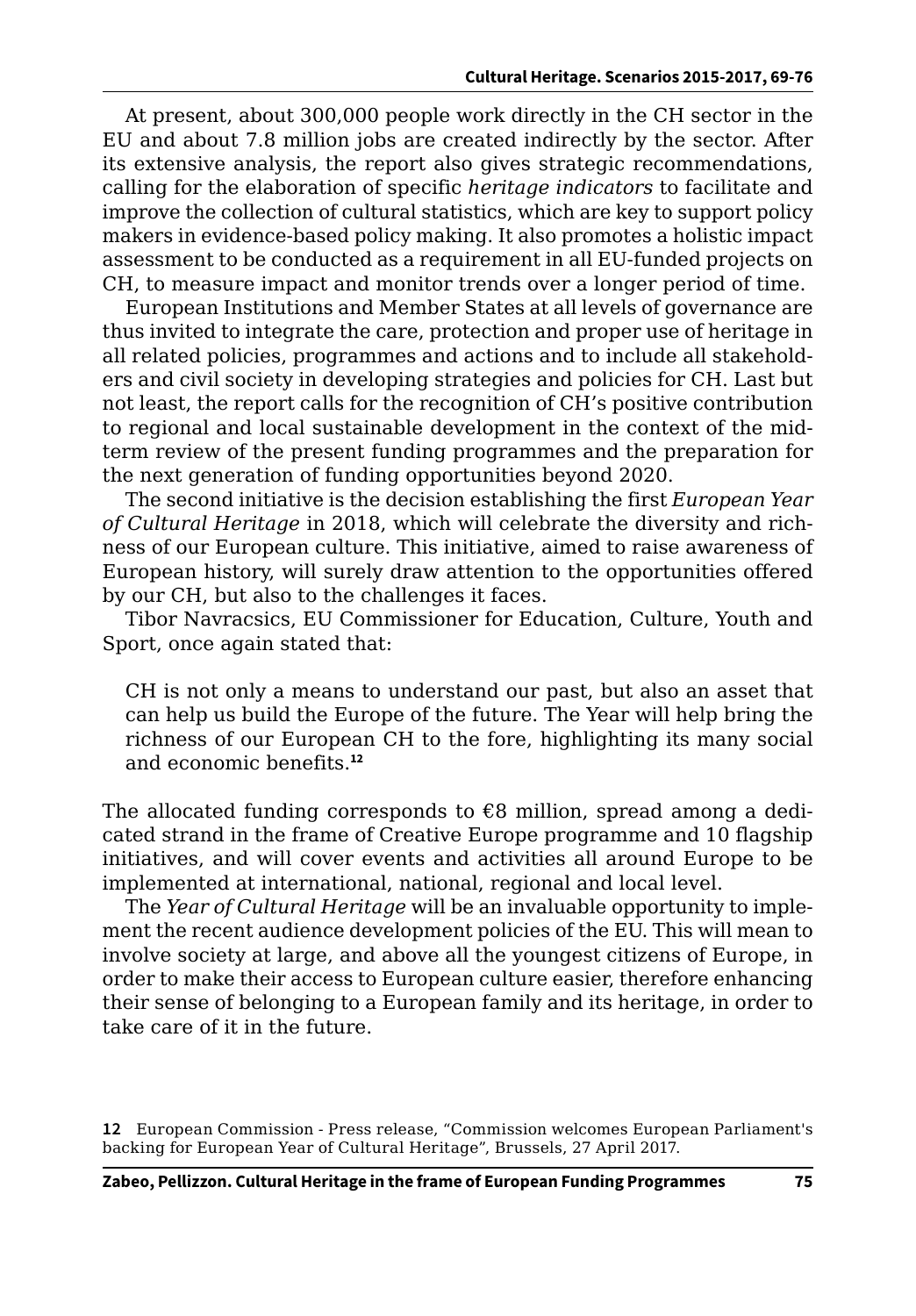At present, about 300,000 people work directly in the CH sector in the EU and about 7.8 million jobs are created indirectly by the sector. After its extensive analysis, the report also gives strategic recommendations, calling for the elaboration of specific *heritage indicators* to facilitate and improve the collection of cultural statistics, which are key to support policy makers in evidence-based policy making. It also promotes a holistic impact assessment to be conducted as a requirement in all EU-funded projects on CH, to measure impact and monitor trends over a longer period of time.

European Institutions and Member States at all levels of governance are thus invited to integrate the care, protection and proper use of heritage in all related policies, programmes and actions and to include all stakeholders and civil society in developing strategies and policies for CH. Last but not least, the report calls for the recognition of CH's positive contribution to regional and local sustainable development in the context of the mid-term review of the present funding programmes and the preparation for the next generation of funding opportunities beyond 2020.

The second initiative is the decision establishing the first *European Year of Cultural Heritage* in 2018, which will celebrate the diversity and richness of our European culture. This initiative, aimed to raise awareness of European history, will surely draw attention to the opportunities offered by our CH, but also to the challenges it faces.

Tibor Navracsics, EU Commissioner for Education, Culture, Youth and Sport, once again stated that:

> CH is not only a means to understand our past, but also an asset that can help us build the Europe of the future. The Year will help bring the richness of our European CH to the fore, highlighting its many social and economic benefits.[12]

The allocated funding corresponds to €8 million, spread among a dedicated strand in the frame of Creative Europe programme and 10 flagship initiatives, and will cover events and activities all around Europe to be implemented at international, national, regional and local level.

The *Year of Cultural Heritage* will be an invaluable opportunity to implement the recent audience development policies of the EU. This will mean to involve society at large, and above all the youngest citizens of Europe, in order to make their access to European culture easier, therefore enhancing their sense of belonging to a European family and its heritage, in order to take care of it in the future.

**12** European Commission - Press release, "Commission welcomes European Parliament's backing for European Year of Cultural Heritage", Brussels, 27 April 2017.